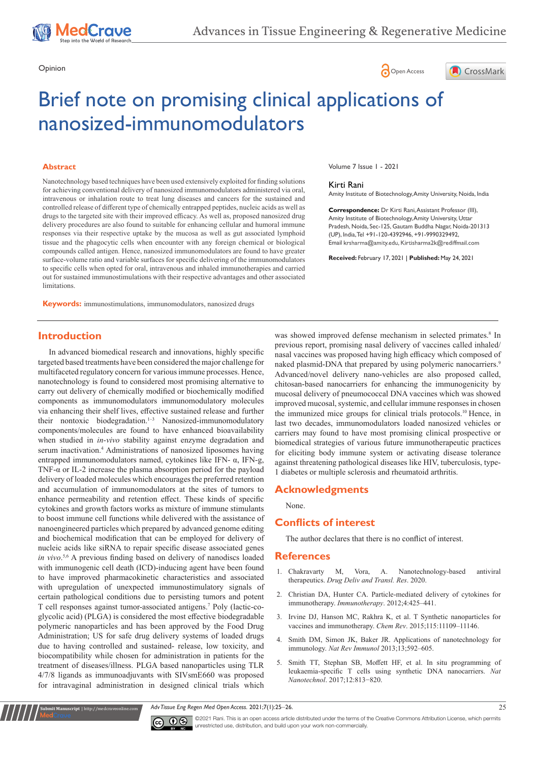Opinion

# Brief note on promising clinical applications of nanosized-immunomodulators

Volume 7 Issue 1 - 2021

**Kirti Rani**

Amity Institute of Biotechnology, Amity University, Noida, India

**Correspondence:** Dr Kirti Rani, Assistant Professor (III), Amity Institute of Biotechnology, Amity University, Uttar Pradesh, Noida, Sec-125, Gautam Buddha Nagar, Noida-201313 (UP), India, Tel +91-120-4392946, +91-9990329492, Email krsharma@amity.edu, Kirtisharma2k@rediffmail.com

**Received:** February 17, 2021 | **Published:** May 24, 2021

## Abstract

Nanotechnology based techniques have been used extensively exploited for finding solutions for achieving conventional delivery of nanosized immunomodulators administered via oral, intravenous or inhalation route to treat lung diseases and cancers for the sustained and controlled release of different type of chemically entrapped peptides, nucleic acids as well as drugs to the targeted site with their improved efficacy. As well as, proposed nanosized drug delivery procedures are also found to suitable for enhancing cellular and humoral immune responses via their respective uptake by the mucosa as well as gut associated lymphoid tissue and the phagocytic cells when encounter with any foreign chemical or biological compounds called antigen. Hence, nanosized immunomodulators are found to have greater surface-volume ratio and variable surfaces for specific delivering of the immunomodulators to specific cells when opted for oral, intravenous and inhaled immunotherapies and carried out for sustained immunostimulations with their respective advantages and other associated limitations.

**Keywords:** immunostimulations, immunomodulators, nanosized drugs

## Introduction

In advanced biomedical research and innovations, highly specific targeted based treatments have been considered the major challenge for multifaceted regulatory concern for various immune processes. Hence, nanotechnology is found to considered most promising alternative to carry out delivery of chemically modified or biochemically modified components as immunomodulators immunomodulatory molecules via enhancing their shelf lives, effective sustained release and further their nontoxic biodegradation.[1–3] Nanosized-immunomodulatory components/molecules are found to have enhanced bioavailability when studied in *in-vivo* stability against enzyme degradation and serum inactivation.[4] Administrations of nanosized liposomes having entrapped immunomodulators named, cytokines like IFN- α, IFN-g, TNF-α or IL-2 increase the plasma absorption period for the payload delivery of loaded molecules which encourages the preferred retention and accumulation of immunomodulators at the sites of tumors to enhance permeability and retention effect. These kinds of specific cytokines and growth factors works as mixture of immune stimulants to boost immune cell functions while delivered with the assistance of nanoengineered particles which prepared by advanced genome editing and biochemical modification that can be employed for delivery of nucleic acids like siRNA to repair specific disease associated genes *in vivo*.[5,6] A previous finding based on delivery of nanodiscs loaded with immunogenic cell death (ICD)-inducing agent have been found to have improved pharmacokinetic characteristics and associated with upregulation of unexpected immunostimulatory signals of certain pathological conditions due to persisting tumors and potent T cell responses against tumor-associated antigens.[7] Poly (lactic-co-glycolic acid) (PLGA) is considered the most effective biodegradable polymeric nanoparticles and has been approved by the Food Drug Administration; US for safe drug delivery systems of loaded drugs due to having controlled and sustained- release, low toxicity, and biocompatibility while chosen for administration in patients for the treatment of diseases/illness. PLGA based nanoparticles using TLR 4/7/8 ligands as immunoadjuvants with SIVsmE660 was proposed for intravaginal administration in designed clinical trials which was showed improved defense mechanism in selected primates.[8] In previous report, promising nasal delivery of vaccines called inhaled/nasal vaccines was proposed having high efficacy which composed of naked plasmid-DNA that prepared by using polymeric nanocarriers.[9] Advanced/novel delivery nano-vehicles are also proposed called, chitosan-based nanocarriers for enhancing the immunogenicity by mucosal delivery of pneumococcal DNA vaccines which was showed improved mucosal, systemic, and cellular immune responses in chosen the immunized mice groups for clinical trials protocols.[10] Hence, in last two decades, immunomodulators loaded nanosized vehicles or carriers may found to have most promising clinical prospective or biomedical strategies of various future immunotherapeutic practices for eliciting body immune system or activating disease tolerance against threatening pathological diseases like HIV, tuberculosis, type-1 diabetes or multiple sclerosis and rheumatoid arthritis.

## Acknowledgments

None.

## Conflicts of interest

The author declares that there is no conflict of interest.

## References

1. Chakravarty M, Vora, A. Nanotechnology-based antiviral therapeutics. *Drug Deliv and Transl. Res*. 2020.
2. Christian DA, Hunter CA. Particle-mediated delivery of cytokines for immunotherapy. *Immunotherapy*. 2012;4:425–441.
3. Irvine DJ, Hanson MC, Rakhra K, et al. T Synthetic nanoparticles for vaccines and immunotherapy. *Chem Rev*. 2015;115:11109–11146.
4. Smith DM, Simon JK, Baker JR. Applications of nanotechnology for immunology. *Nat Rev Immunol* 2013;13;592–605.
5. Smith TT, Stephan SB, Moffett HF, et al. In situ programming of leukaemia-specific T cells using synthetic DNA nanocarriers. *Nat Nanotechnol*. 2017;12:813–820.

©2021 Rani. This is an open access article distributed under the terms of the Creative Commons Attribution License, which permits unrestricted use, distribution, and build upon your work non-commercially.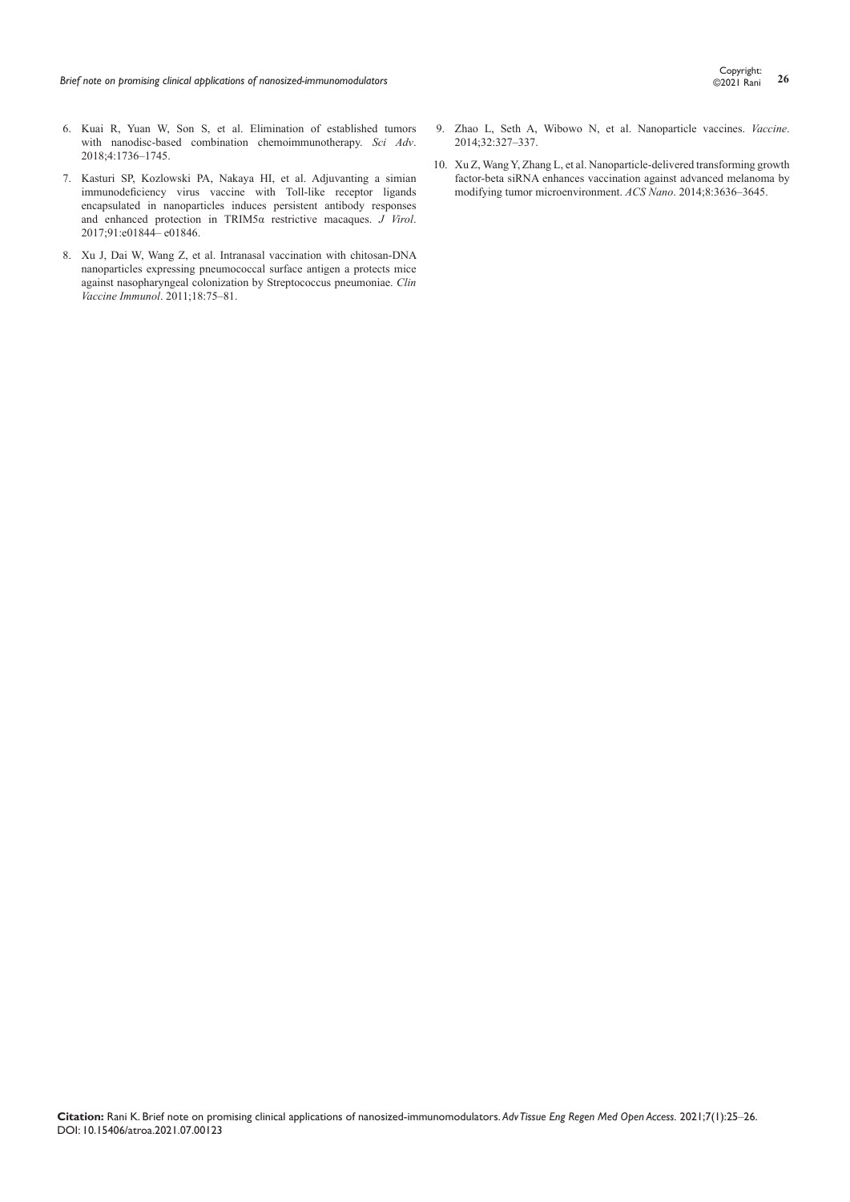6. Kuai R, Yuan W, Son S, et al. Elimination of established tumors with nanodisc-based combination chemoimmunotherapy. *Sci Adv*. 2018;4:1736–1745.

7. Kasturi SP, Kozlowski PA, Nakaya HI, et al. Adjuvanting a simian immunodeficiency virus vaccine with Toll-like receptor ligands encapsulated in nanoparticles induces persistent antibody responses and enhanced protection in TRIM5α restrictive macaques. *J Virol*. 2017;91:e01844– e01846.

8. Xu J, Dai W, Wang Z, et al. Intranasal vaccination with chitosan-DNA nanoparticles expressing pneumococcal surface antigen a protects mice against nasopharyngeal colonization by Streptococcus pneumoniae. *Clin Vaccine Immunol*. 2011;18:75–81.

9. Zhao L, Seth A, Wibowo N, et al. Nanoparticle vaccines. *Vaccine*. 2014;32:327–337.

10. Xu Z, Wang Y, Zhang L, et al. Nanoparticle-delivered transforming growth factor-beta siRNA enhances vaccination against advanced melanoma by modifying tumor microenvironment. *ACS Nano*. 2014;8:3636–3645.

**Citation:** Rani K. Brief note on promising clinical applications of nanosized-immunomodulators. *Adv Tissue Eng Regen Med Open Access*. 2021;7(1):25–26. DOI: 10.15406/atroa.2021.07.00123